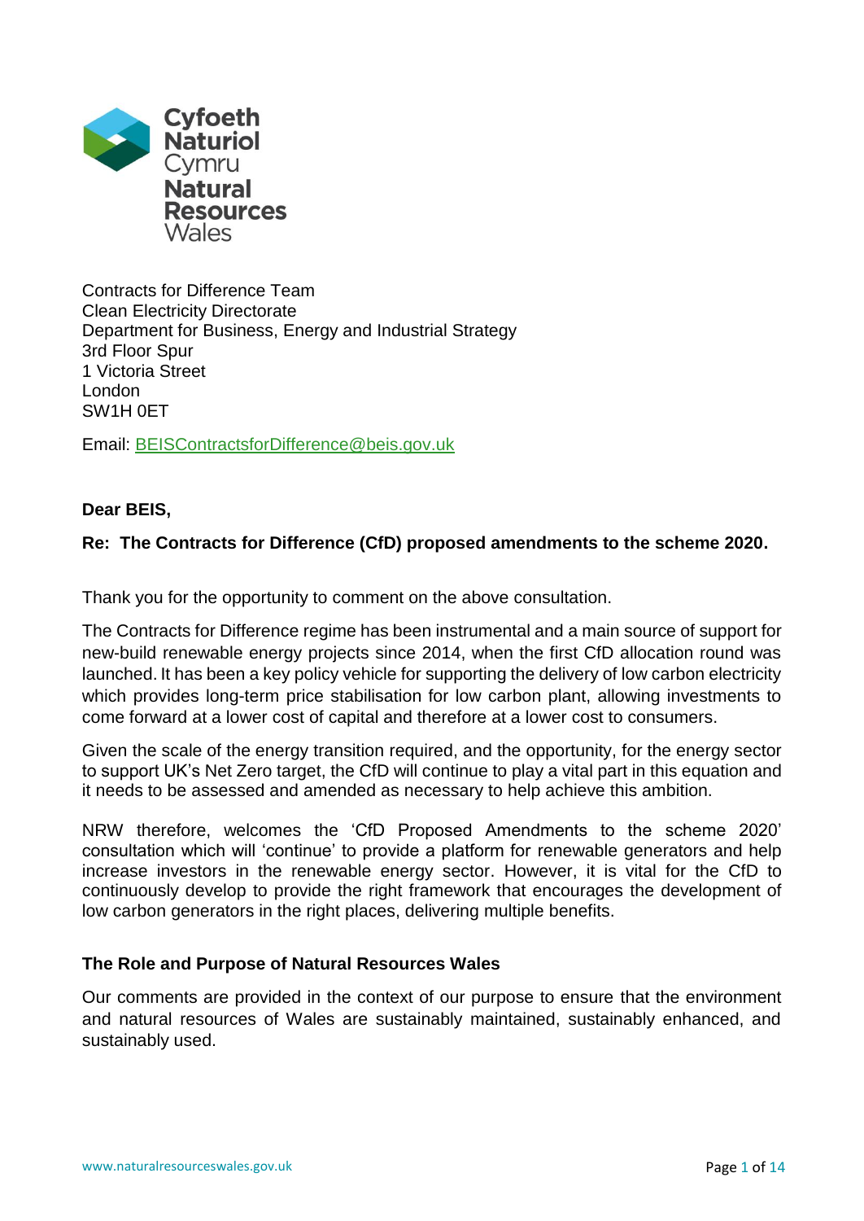Cyfoeth Naturiol Cymru
Natural Resources Wales

Contracts for Difference Team
Clean Electricity Directorate
Department for Business, Energy and Industrial Strategy
3rd Floor Spur
1 Victoria Street
London
SW1H 0ET

Email: BEISContractsforDifference@beis.gov.uk

**Dear BEIS,**

**Re: The Contracts for Difference (CfD) proposed amendments to the scheme 2020.**

Thank you for the opportunity to comment on the above consultation.

The Contracts for Difference regime has been instrumental and a main source of support for new-build renewable energy projects since 2014, when the first CfD allocation round was launched. It has been a key policy vehicle for supporting the delivery of low carbon electricity which provides long-term price stabilisation for low carbon plant, allowing investments to come forward at a lower cost of capital and therefore at a lower cost to consumers.

Given the scale of the energy transition required, and the opportunity, for the energy sector to support UK's Net Zero target, the CfD will continue to play a vital part in this equation and it needs to be assessed and amended as necessary to help achieve this ambition.

NRW therefore, welcomes the 'CfD Proposed Amendments to the scheme 2020' consultation which will 'continue' to provide a platform for renewable generators and help increase investors in the renewable energy sector. However, it is vital for the CfD to continuously develop to provide the right framework that encourages the development of low carbon generators in the right places, delivering multiple benefits.

**The Role and Purpose of Natural Resources Wales**

Our comments are provided in the context of our purpose to ensure that the environment and natural resources of Wales are sustainably maintained, sustainably enhanced, and sustainably used.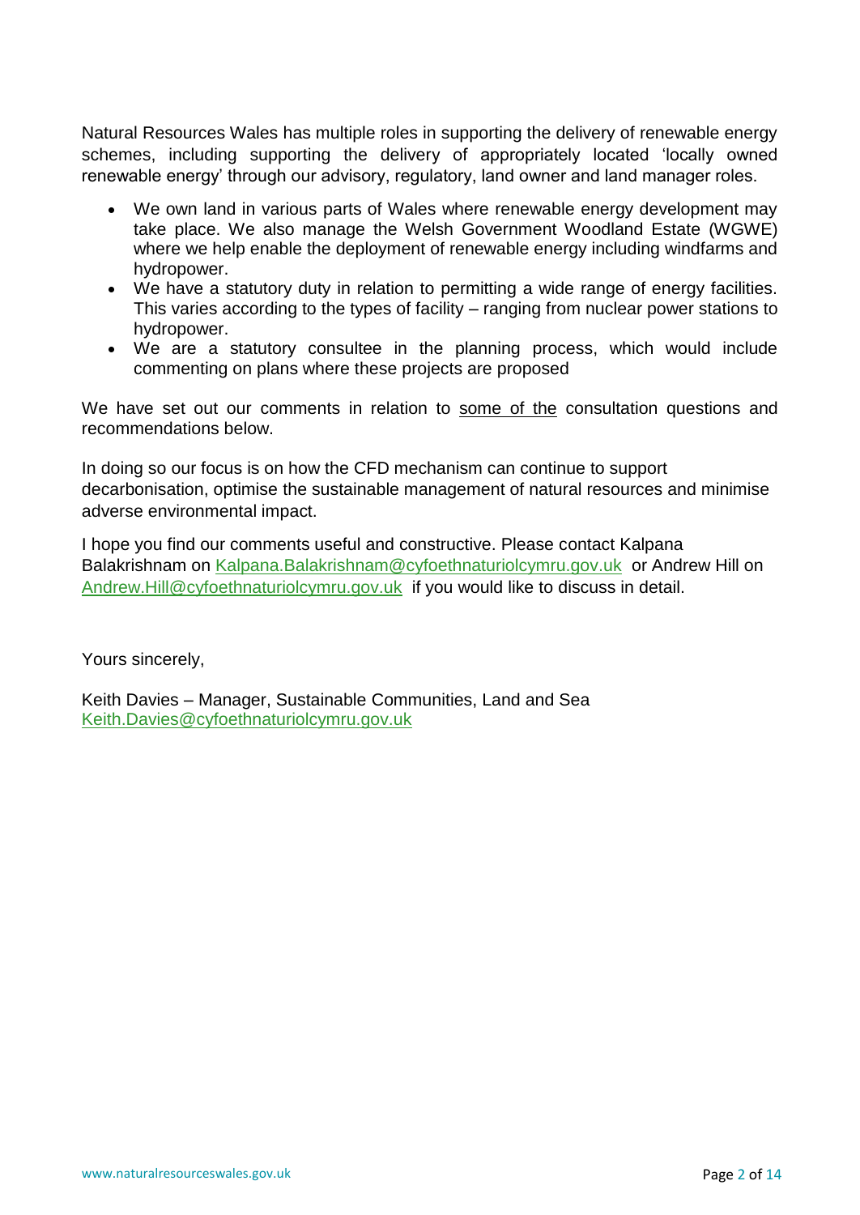Natural Resources Wales has multiple roles in supporting the delivery of renewable energy schemes, including supporting the delivery of appropriately located 'locally owned renewable energy' through our advisory, regulatory, land owner and land manager roles.

- We own land in various parts of Wales where renewable energy development may take place. We also manage the Welsh Government Woodland Estate (WGWE) where we help enable the deployment of renewable energy including windfarms and hydropower.
- We have a statutory duty in relation to permitting a wide range of energy facilities. This varies according to the types of facility – ranging from nuclear power stations to hydropower.
- We are a statutory consultee in the planning process, which would include commenting on plans where these projects are proposed

We have set out our comments in relation to some of the consultation questions and recommendations below.

In doing so our focus is on how the CFD mechanism can continue to support decarbonisation, optimise the sustainable management of natural resources and minimise adverse environmental impact.

I hope you find our comments useful and constructive. Please contact Kalpana Balakrishnam on Kalpana.Balakrishnam@cyfoethnaturiolcymru.gov.uk or Andrew Hill on Andrew.Hill@cyfoethnaturiolcymru.gov.uk if you would like to discuss in detail.

Yours sincerely,

Keith Davies – Manager, Sustainable Communities, Land and Sea
Keith.Davies@cyfoethnaturiolcymru.gov.uk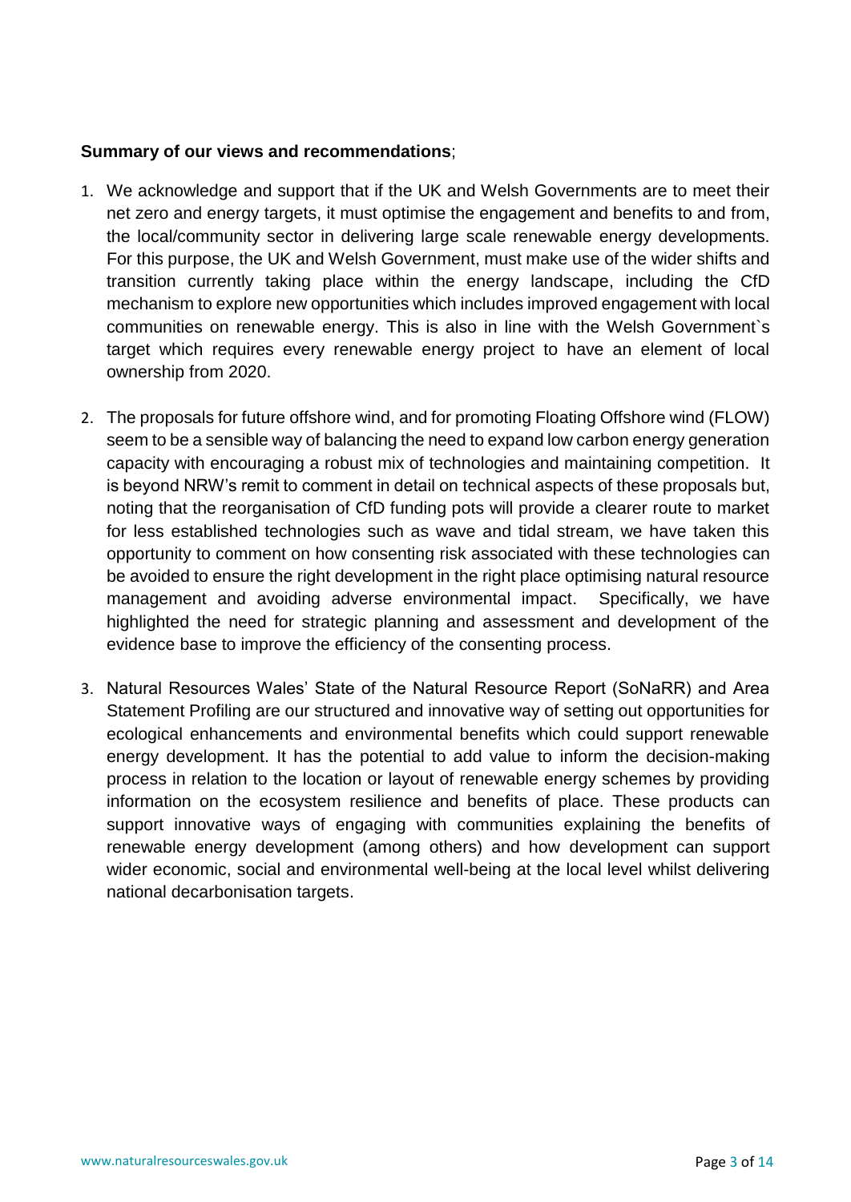**Summary of our views and recommendations**;

1. We acknowledge and support that if the UK and Welsh Governments are to meet their net zero and energy targets, it must optimise the engagement and benefits to and from, the local/community sector in delivering large scale renewable energy developments. For this purpose, the UK and Welsh Government, must make use of the wider shifts and transition currently taking place within the energy landscape, including the CfD mechanism to explore new opportunities which includes improved engagement with local communities on renewable energy. This is also in line with the Welsh Government`s target which requires every renewable energy project to have an element of local ownership from 2020.

2. The proposals for future offshore wind, and for promoting Floating Offshore wind (FLOW) seem to be a sensible way of balancing the need to expand low carbon energy generation capacity with encouraging a robust mix of technologies and maintaining competition. It is beyond NRW's remit to comment in detail on technical aspects of these proposals but, noting that the reorganisation of CfD funding pots will provide a clearer route to market for less established technologies such as wave and tidal stream, we have taken this opportunity to comment on how consenting risk associated with these technologies can be avoided to ensure the right development in the right place optimising natural resource management and avoiding adverse environmental impact. Specifically, we have highlighted the need for strategic planning and assessment and development of the evidence base to improve the efficiency of the consenting process.

3. Natural Resources Wales' State of the Natural Resource Report (SoNaRR) and Area Statement Profiling are our structured and innovative way of setting out opportunities for ecological enhancements and environmental benefits which could support renewable energy development. It has the potential to add value to inform the decision-making process in relation to the location or layout of renewable energy schemes by providing information on the ecosystem resilience and benefits of place. These products can support innovative ways of engaging with communities explaining the benefits of renewable energy development (among others) and how development can support wider economic, social and environmental well-being at the local level whilst delivering national decarbonisation targets.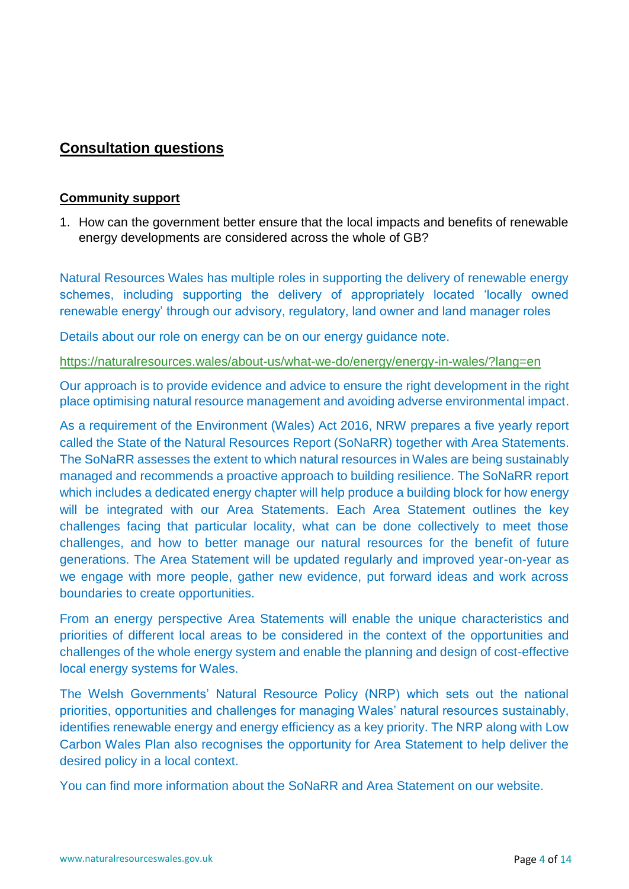## Consultation questions

### Community support

1. How can the government better ensure that the local impacts and benefits of renewable energy developments are considered across the whole of GB?

Natural Resources Wales has multiple roles in supporting the delivery of renewable energy schemes, including supporting the delivery of appropriately located 'locally owned renewable energy' through our advisory, regulatory, land owner and land manager roles

Details about our role on energy can be on our energy guidance note.

https://naturalresources.wales/about-us/what-we-do/energy/energy-in-wales/?lang=en

Our approach is to provide evidence and advice to ensure the right development in the right place optimising natural resource management and avoiding adverse environmental impact.

As a requirement of the Environment (Wales) Act 2016, NRW prepares a five yearly report called the State of the Natural Resources Report (SoNaRR) together with Area Statements. The SoNaRR assesses the extent to which natural resources in Wales are being sustainably managed and recommends a proactive approach to building resilience. The SoNaRR report which includes a dedicated energy chapter will help produce a building block for how energy will be integrated with our Area Statements. Each Area Statement outlines the key challenges facing that particular locality, what can be done collectively to meet those challenges, and how to better manage our natural resources for the benefit of future generations. The Area Statement will be updated regularly and improved year-on-year as we engage with more people, gather new evidence, put forward ideas and work across boundaries to create opportunities.

From an energy perspective Area Statements will enable the unique characteristics and priorities of different local areas to be considered in the context of the opportunities and challenges of the whole energy system and enable the planning and design of cost-effective local energy systems for Wales.

The Welsh Governments' Natural Resource Policy (NRP) which sets out the national priorities, opportunities and challenges for managing Wales' natural resources sustainably, identifies renewable energy and energy efficiency as a key priority. The NRP along with Low Carbon Wales Plan also recognises the opportunity for Area Statement to help deliver the desired policy in a local context.

You can find more information about the SoNaRR and Area Statement on our website.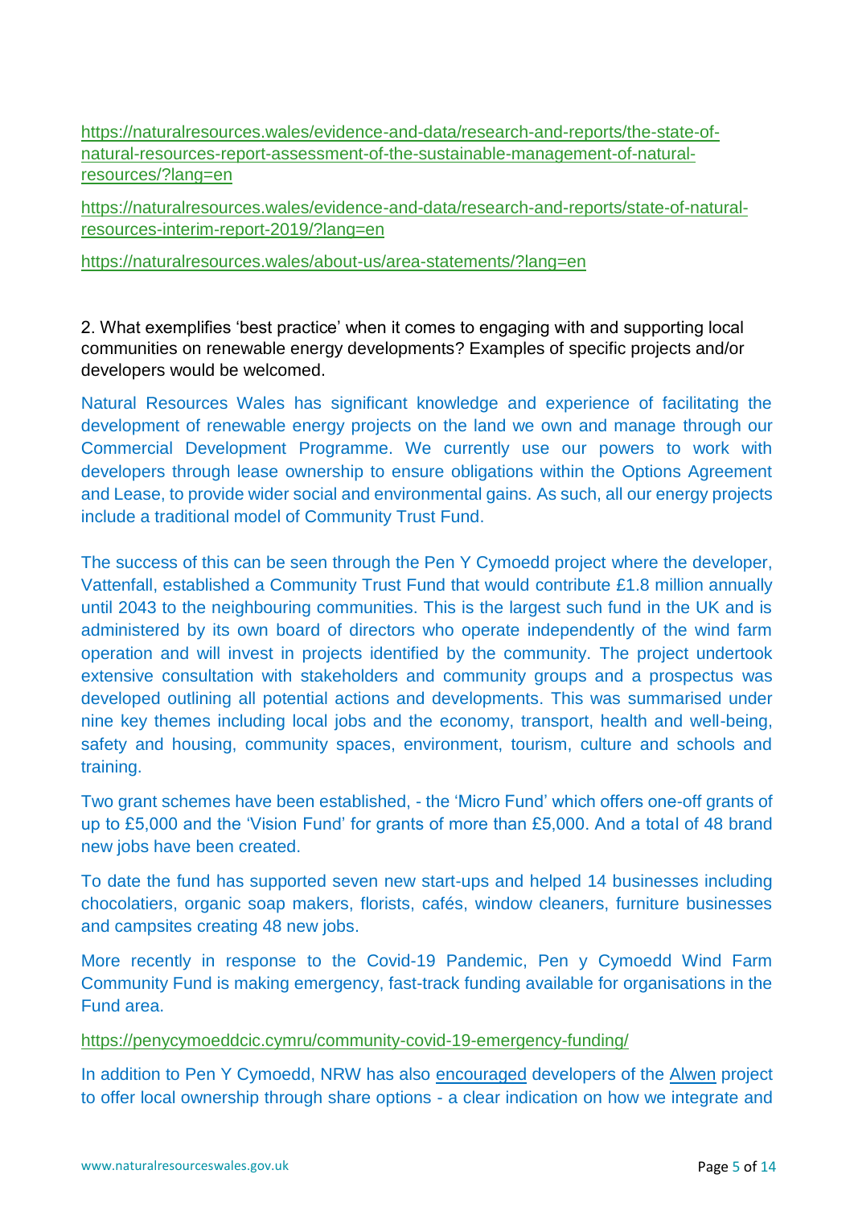https://naturalresources.wales/evidence-and-data/research-and-reports/the-state-of-natural-resources-report-assessment-of-the-sustainable-management-of-natural-resources/?lang=en

https://naturalresources.wales/evidence-and-data/research-and-reports/state-of-natural-resources-interim-report-2019/?lang=en

https://naturalresources.wales/about-us/area-statements/?lang=en

2. What exemplifies 'best practice' when it comes to engaging with and supporting local communities on renewable energy developments? Examples of specific projects and/or developers would be welcomed.

Natural Resources Wales has significant knowledge and experience of facilitating the development of renewable energy projects on the land we own and manage through our Commercial Development Programme. We currently use our powers to work with developers through lease ownership to ensure obligations within the Options Agreement and Lease, to provide wider social and environmental gains. As such, all our energy projects include a traditional model of Community Trust Fund.

The success of this can be seen through the Pen Y Cymoedd project where the developer, Vattenfall, established a Community Trust Fund that would contribute £1.8 million annually until 2043 to the neighbouring communities. This is the largest such fund in the UK and is administered by its own board of directors who operate independently of the wind farm operation and will invest in projects identified by the community. The project undertook extensive consultation with stakeholders and community groups and a prospectus was developed outlining all potential actions and developments. This was summarised under nine key themes including local jobs and the economy, transport, health and well-being, safety and housing, community spaces, environment, tourism, culture and schools and training.

Two grant schemes have been established, - the 'Micro Fund' which offers one-off grants of up to £5,000 and the 'Vision Fund' for grants of more than £5,000. And a total of 48 brand new jobs have been created.

To date the fund has supported seven new start-ups and helped 14 businesses including chocolatiers, organic soap makers, florists, cafés, window cleaners, furniture businesses and campsites creating 48 new jobs.

More recently in response to the Covid-19 Pandemic, Pen y Cymoedd Wind Farm Community Fund is making emergency, fast-track funding available for organisations in the Fund area.

https://penycymoeddcic.cymru/community-covid-19-emergency-funding/

In addition to Pen Y Cymoedd, NRW has also encouraged developers of the Alwen project to offer local ownership through share options - a clear indication on how we integrate and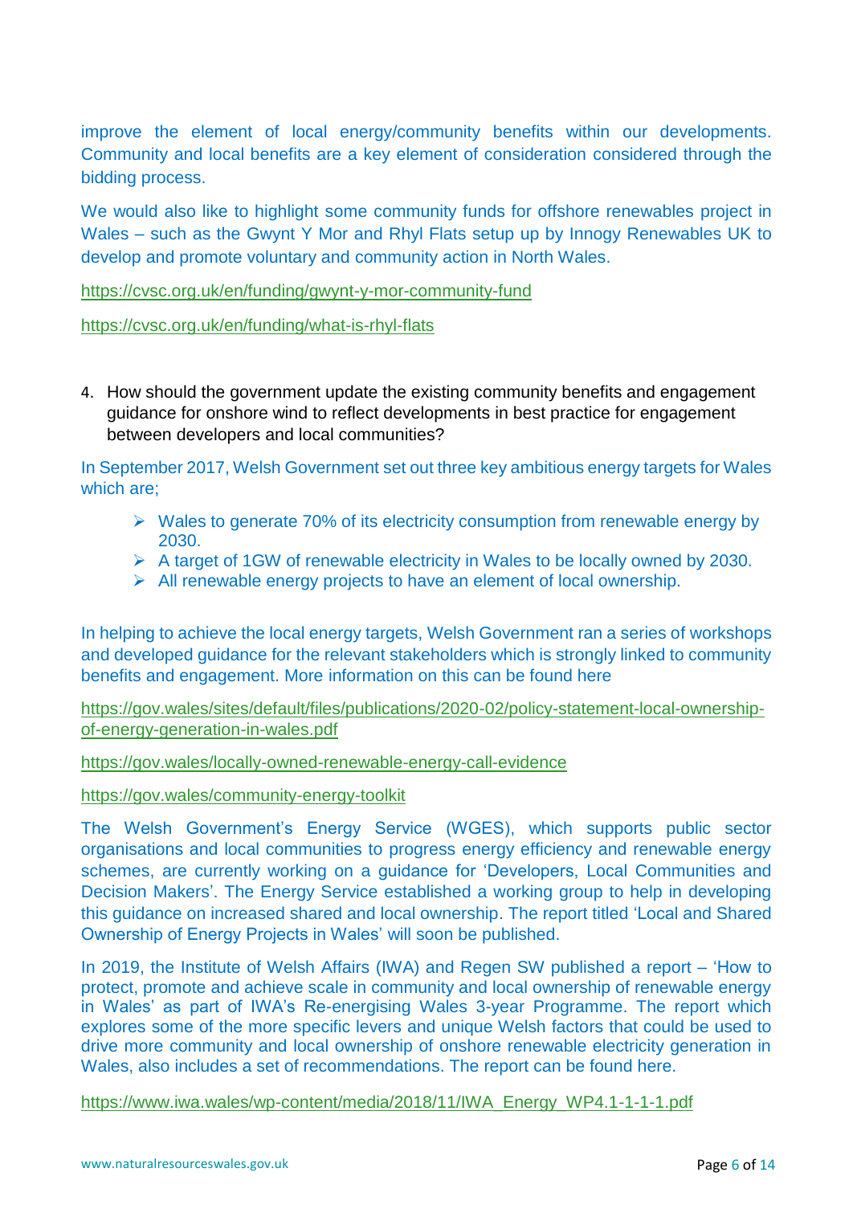improve the element of local energy/community benefits within our developments. Community and local benefits are a key element of consideration considered through the bidding process.

We would also like to highlight some community funds for offshore renewables project in Wales – such as the Gwynt Y Mor and Rhyl Flats setup up by Innogy Renewables UK to develop and promote voluntary and community action in North Wales.

https://cvsc.org.uk/en/funding/gwynt-y-mor-community-fund

https://cvsc.org.uk/en/funding/what-is-rhyl-flats

4. How should the government update the existing community benefits and engagement guidance for onshore wind to reflect developments in best practice for engagement between developers and local communities?

In September 2017, Welsh Government set out three key ambitious energy targets for Wales which are;

- Wales to generate 70% of its electricity consumption from renewable energy by 2030.
- A target of 1GW of renewable electricity in Wales to be locally owned by 2030.
- All renewable energy projects to have an element of local ownership.

In helping to achieve the local energy targets, Welsh Government ran a series of workshops and developed guidance for the relevant stakeholders which is strongly linked to community benefits and engagement. More information on this can be found here

https://gov.wales/sites/default/files/publications/2020-02/policy-statement-local-ownership-of-energy-generation-in-wales.pdf

https://gov.wales/locally-owned-renewable-energy-call-evidence

https://gov.wales/community-energy-toolkit

The Welsh Government's Energy Service (WGES), which supports public sector organisations and local communities to progress energy efficiency and renewable energy schemes, are currently working on a guidance for 'Developers, Local Communities and Decision Makers'. The Energy Service established a working group to help in developing this guidance on increased shared and local ownership. The report titled 'Local and Shared Ownership of Energy Projects in Wales' will soon be published.

In 2019, the Institute of Welsh Affairs (IWA) and Regen SW published a report – 'How to protect, promote and achieve scale in community and local ownership of renewable energy in Wales' as part of IWA's Re-energising Wales 3-year Programme. The report which explores some of the more specific levers and unique Welsh factors that could be used to drive more community and local ownership of onshore renewable electricity generation in Wales, also includes a set of recommendations. The report can be found here.

https://www.iwa.wales/wp-content/media/2018/11/IWA_Energy_WP4.1-1-1-1.pdf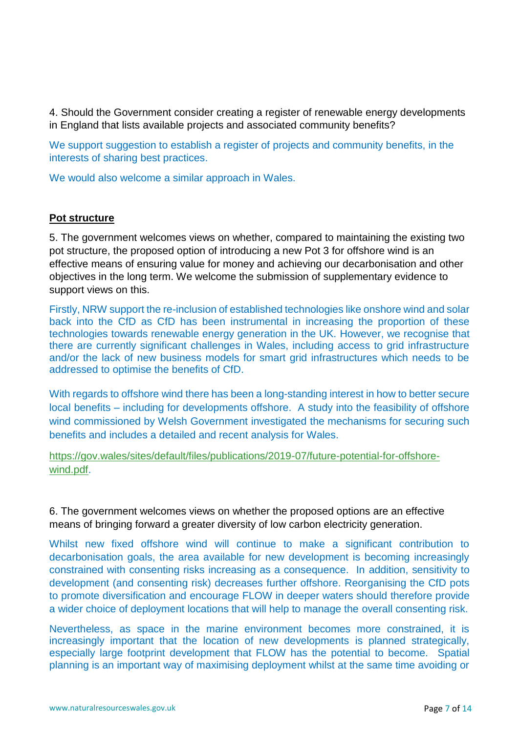4. Should the Government consider creating a register of renewable energy developments in England that lists available projects and associated community benefits?

We support suggestion to establish a register of projects and community benefits, in the interests of sharing best practices.

We would also welcome a similar approach in Wales.

**Pot structure**

5. The government welcomes views on whether, compared to maintaining the existing two pot structure, the proposed option of introducing a new Pot 3 for offshore wind is an effective means of ensuring value for money and achieving our decarbonisation and other objectives in the long term. We welcome the submission of supplementary evidence to support views on this.

Firstly, NRW support the re-inclusion of established technologies like onshore wind and solar back into the CfD as CfD has been instrumental in increasing the proportion of these technologies towards renewable energy generation in the UK. However, we recognise that there are currently significant challenges in Wales, including access to grid infrastructure and/or the lack of new business models for smart grid infrastructures which needs to be addressed to optimise the benefits of CfD.

With regards to offshore wind there has been a long-standing interest in how to better secure local benefits – including for developments offshore. A study into the feasibility of offshore wind commissioned by Welsh Government investigated the mechanisms for securing such benefits and includes a detailed and recent analysis for Wales.

https://gov.wales/sites/default/files/publications/2019-07/future-potential-for-offshore-wind.pdf.

6. The government welcomes views on whether the proposed options are an effective means of bringing forward a greater diversity of low carbon electricity generation.

Whilst new fixed offshore wind will continue to make a significant contribution to decarbonisation goals, the area available for new development is becoming increasingly constrained with consenting risks increasing as a consequence. In addition, sensitivity to development (and consenting risk) decreases further offshore. Reorganising the CfD pots to promote diversification and encourage FLOW in deeper waters should therefore provide a wider choice of deployment locations that will help to manage the overall consenting risk.

Nevertheless, as space in the marine environment becomes more constrained, it is increasingly important that the location of new developments is planned strategically, especially large footprint development that FLOW has the potential to become. Spatial planning is an important way of maximising deployment whilst at the same time avoiding or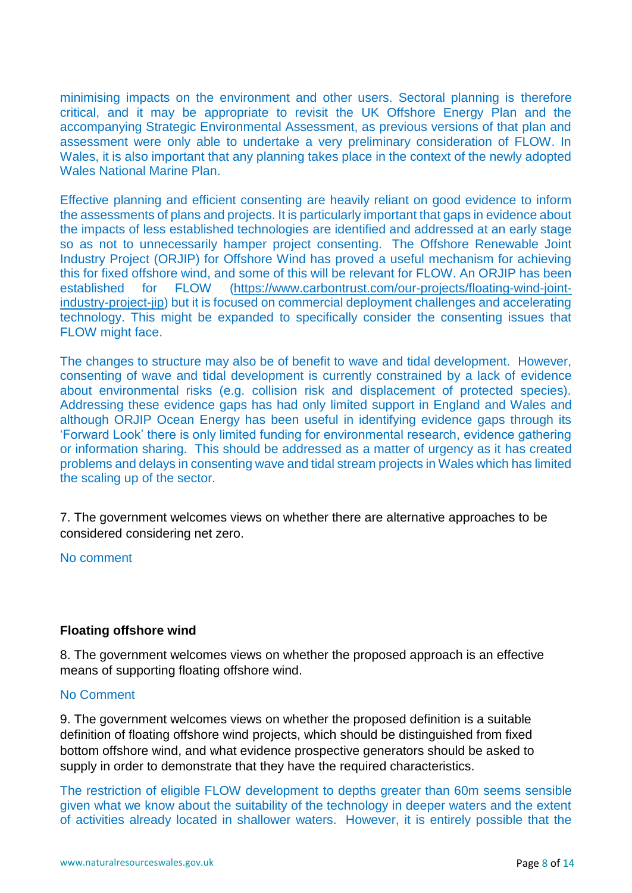minimising impacts on the environment and other users. Sectoral planning is therefore critical, and it may be appropriate to revisit the UK Offshore Energy Plan and the accompanying Strategic Environmental Assessment, as previous versions of that plan and assessment were only able to undertake a very preliminary consideration of FLOW. In Wales, it is also important that any planning takes place in the context of the newly adopted Wales National Marine Plan.

Effective planning and efficient consenting are heavily reliant on good evidence to inform the assessments of plans and projects. It is particularly important that gaps in evidence about the impacts of less established technologies are identified and addressed at an early stage so as not to unnecessarily hamper project consenting. The Offshore Renewable Joint Industry Project (ORJIP) for Offshore Wind has proved a useful mechanism for achieving this for fixed offshore wind, and some of this will be relevant for FLOW. An ORJIP has been established for FLOW (https://www.carbontrust.com/our-projects/floating-wind-joint-industry-project-jip) but it is focused on commercial deployment challenges and accelerating technology. This might be expanded to specifically consider the consenting issues that FLOW might face.

The changes to structure may also be of benefit to wave and tidal development. However, consenting of wave and tidal development is currently constrained by a lack of evidence about environmental risks (e.g. collision risk and displacement of protected species). Addressing these evidence gaps has had only limited support in England and Wales and although ORJIP Ocean Energy has been useful in identifying evidence gaps through its 'Forward Look' there is only limited funding for environmental research, evidence gathering or information sharing. This should be addressed as a matter of urgency as it has created problems and delays in consenting wave and tidal stream projects in Wales which has limited the scaling up of the sector.

7. The government welcomes views on whether there are alternative approaches to be considered considering net zero.

No comment

**Floating offshore wind**

8. The government welcomes views on whether the proposed approach is an effective means of supporting floating offshore wind.

No Comment

9. The government welcomes views on whether the proposed definition is a suitable definition of floating offshore wind projects, which should be distinguished from fixed bottom offshore wind, and what evidence prospective generators should be asked to supply in order to demonstrate that they have the required characteristics.

The restriction of eligible FLOW development to depths greater than 60m seems sensible given what we know about the suitability of the technology in deeper waters and the extent of activities already located in shallower waters. However, it is entirely possible that the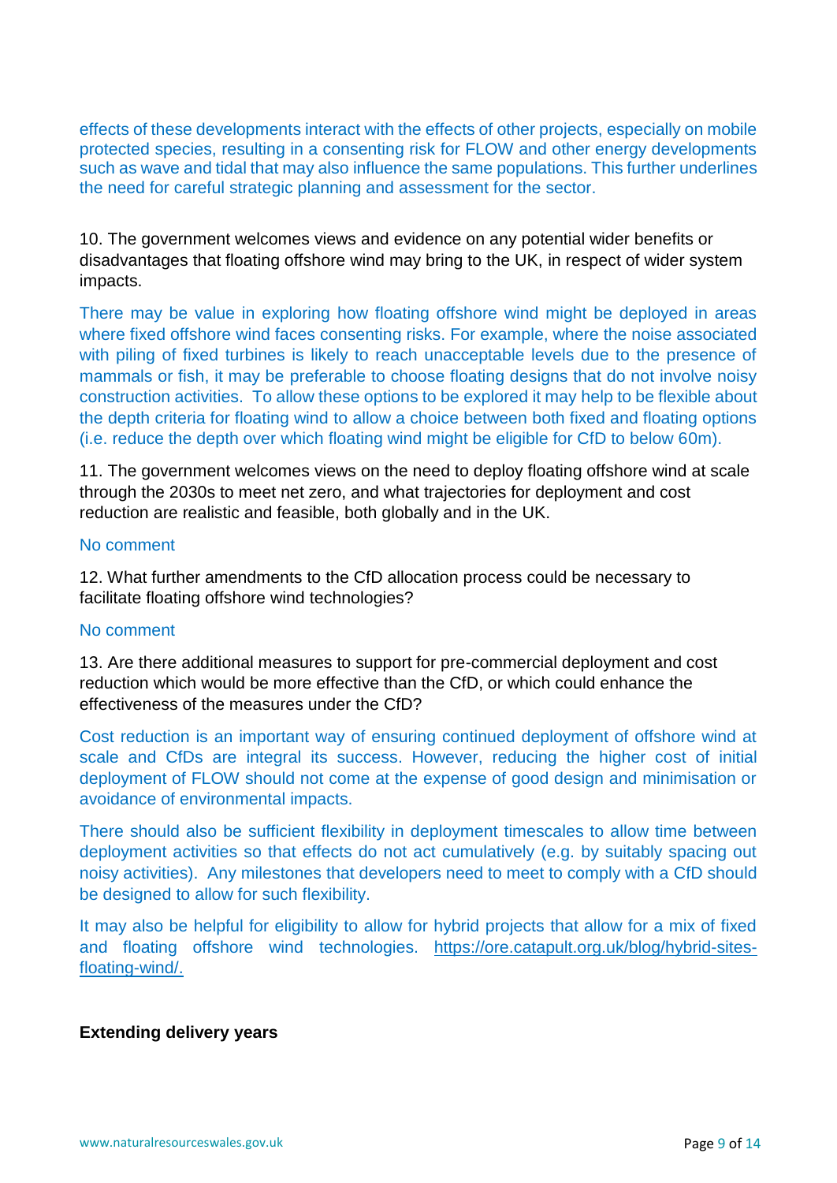effects of these developments interact with the effects of other projects, especially on mobile protected species, resulting in a consenting risk for FLOW and other energy developments such as wave and tidal that may also influence the same populations. This further underlines the need for careful strategic planning and assessment for the sector.

10. The government welcomes views and evidence on any potential wider benefits or disadvantages that floating offshore wind may bring to the UK, in respect of wider system impacts.

There may be value in exploring how floating offshore wind might be deployed in areas where fixed offshore wind faces consenting risks. For example, where the noise associated with piling of fixed turbines is likely to reach unacceptable levels due to the presence of mammals or fish, it may be preferable to choose floating designs that do not involve noisy construction activities. To allow these options to be explored it may help to be flexible about the depth criteria for floating wind to allow a choice between both fixed and floating options (i.e. reduce the depth over which floating wind might be eligible for CfD to below 60m).

11. The government welcomes views on the need to deploy floating offshore wind at scale through the 2030s to meet net zero, and what trajectories for deployment and cost reduction are realistic and feasible, both globally and in the UK.

No comment

12. What further amendments to the CfD allocation process could be necessary to facilitate floating offshore wind technologies?

No comment

13. Are there additional measures to support for pre-commercial deployment and cost reduction which would be more effective than the CfD, or which could enhance the effectiveness of the measures under the CfD?

Cost reduction is an important way of ensuring continued deployment of offshore wind at scale and CfDs are integral its success. However, reducing the higher cost of initial deployment of FLOW should not come at the expense of good design and minimisation or avoidance of environmental impacts.

There should also be sufficient flexibility in deployment timescales to allow time between deployment activities so that effects do not act cumulatively (e.g. by suitably spacing out noisy activities). Any milestones that developers need to meet to comply with a CfD should be designed to allow for such flexibility.

It may also be helpful for eligibility to allow for hybrid projects that allow for a mix of fixed and floating offshore wind technologies. [https://ore.catapult.org.uk/blog/hybrid-sites-floating-wind/.](https://ore.catapult.org.uk/blog/hybrid-sites-floating-wind/)

**Extending delivery years**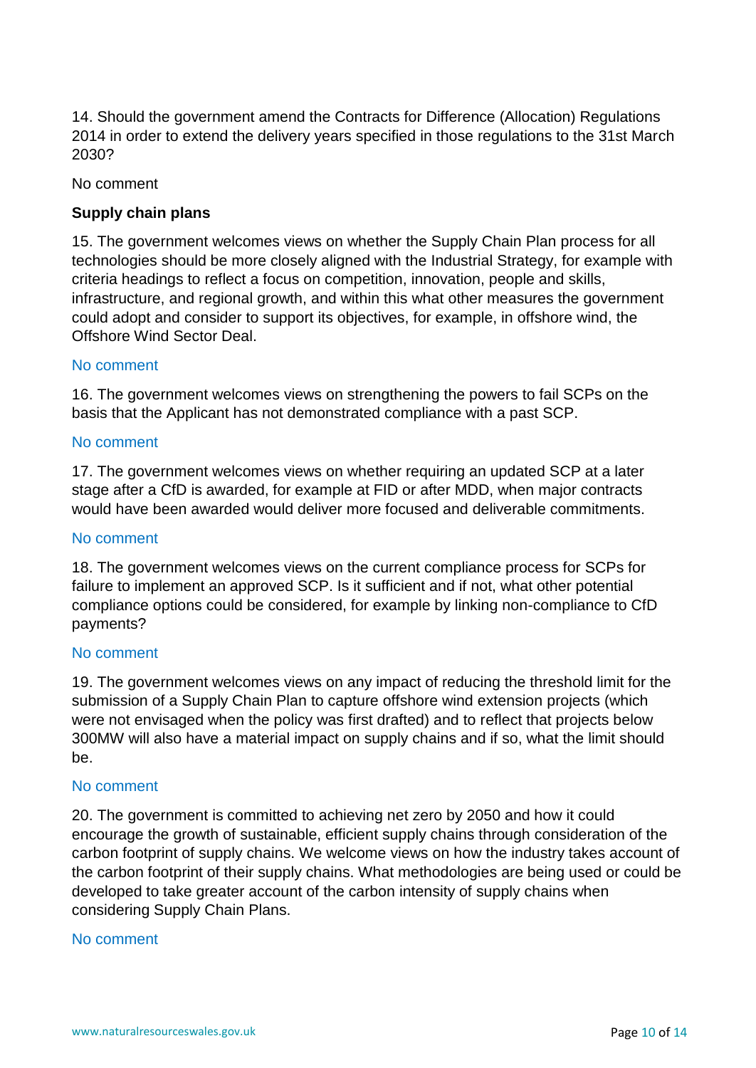14. Should the government amend the Contracts for Difference (Allocation) Regulations 2014 in order to extend the delivery years specified in those regulations to the 31st March 2030?

No comment

**Supply chain plans**

15. The government welcomes views on whether the Supply Chain Plan process for all technologies should be more closely aligned with the Industrial Strategy, for example with criteria headings to reflect a focus on competition, innovation, people and skills, infrastructure, and regional growth, and within this what other measures the government could adopt and consider to support its objectives, for example, in offshore wind, the Offshore Wind Sector Deal.

No comment

16. The government welcomes views on strengthening the powers to fail SCPs on the basis that the Applicant has not demonstrated compliance with a past SCP.

No comment

17. The government welcomes views on whether requiring an updated SCP at a later stage after a CfD is awarded, for example at FID or after MDD, when major contracts would have been awarded would deliver more focused and deliverable commitments.

No comment

18. The government welcomes views on the current compliance process for SCPs for failure to implement an approved SCP. Is it sufficient and if not, what other potential compliance options could be considered, for example by linking non-compliance to CfD payments?

No comment

19. The government welcomes views on any impact of reducing the threshold limit for the submission of a Supply Chain Plan to capture offshore wind extension projects (which were not envisaged when the policy was first drafted) and to reflect that projects below 300MW will also have a material impact on supply chains and if so, what the limit should be.

No comment

20. The government is committed to achieving net zero by 2050 and how it could encourage the growth of sustainable, efficient supply chains through consideration of the carbon footprint of supply chains. We welcome views on how the industry takes account of the carbon footprint of their supply chains. What methodologies are being used or could be developed to take greater account of the carbon intensity of supply chains when considering Supply Chain Plans.

No comment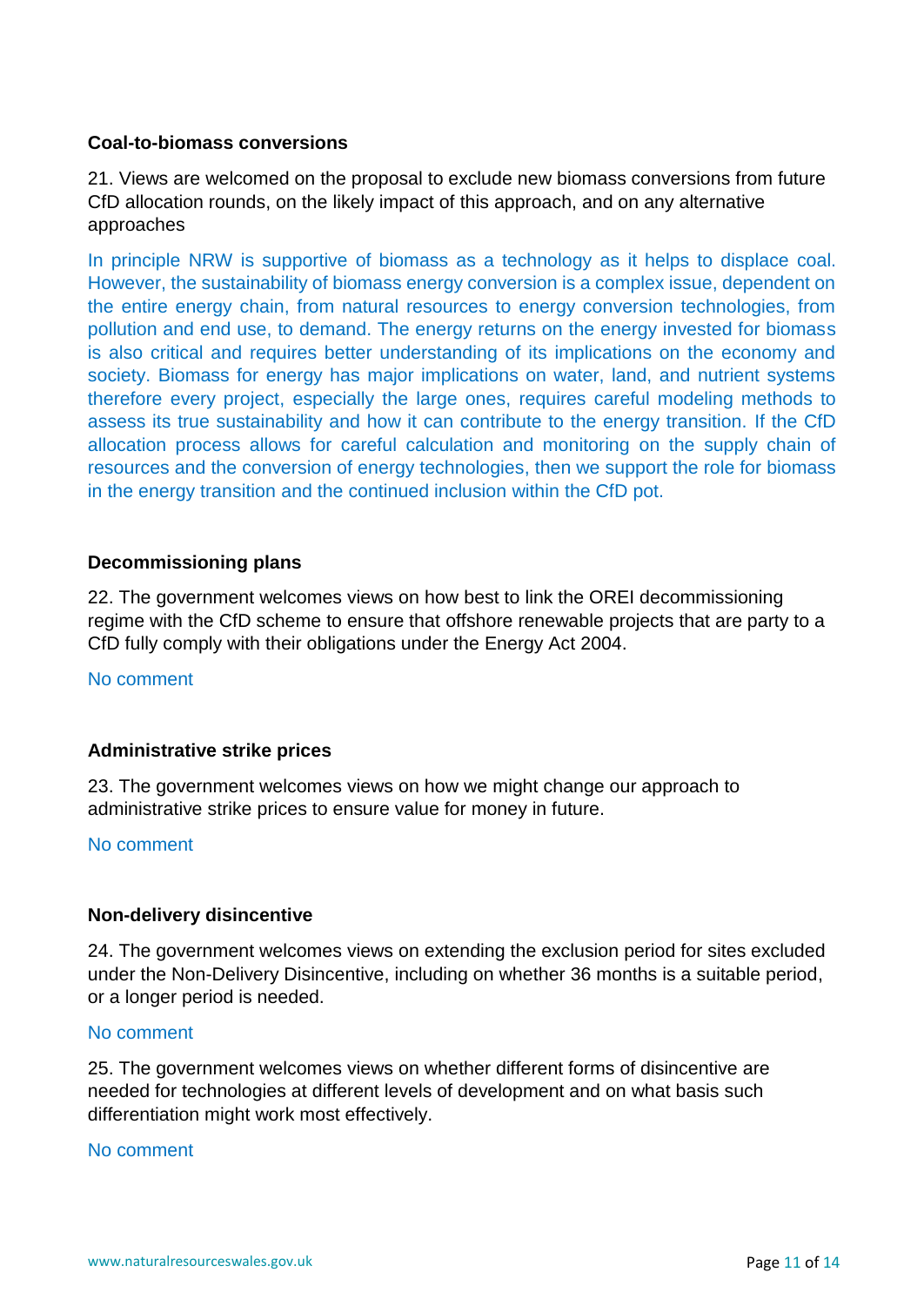**Coal-to-biomass conversions**

21. Views are welcomed on the proposal to exclude new biomass conversions from future CfD allocation rounds, on the likely impact of this approach, and on any alternative approaches

In principle NRW is supportive of biomass as a technology as it helps to displace coal. However, the sustainability of biomass energy conversion is a complex issue, dependent on the entire energy chain, from natural resources to energy conversion technologies, from pollution and end use, to demand. The energy returns on the energy invested for biomass is also critical and requires better understanding of its implications on the economy and society. Biomass for energy has major implications on water, land, and nutrient systems therefore every project, especially the large ones, requires careful modeling methods to assess its true sustainability and how it can contribute to the energy transition. If the CfD allocation process allows for careful calculation and monitoring on the supply chain of resources and the conversion of energy technologies, then we support the role for biomass in the energy transition and the continued inclusion within the CfD pot.

**Decommissioning plans**

22. The government welcomes views on how best to link the OREI decommissioning regime with the CfD scheme to ensure that offshore renewable projects that are party to a CfD fully comply with their obligations under the Energy Act 2004.

No comment

**Administrative strike prices**

23. The government welcomes views on how we might change our approach to administrative strike prices to ensure value for money in future.

No comment

**Non-delivery disincentive**

24. The government welcomes views on extending the exclusion period for sites excluded under the Non-Delivery Disincentive, including on whether 36 months is a suitable period, or a longer period is needed.

No comment

25. The government welcomes views on whether different forms of disincentive are needed for technologies at different levels of development and on what basis such differentiation might work most effectively.

No comment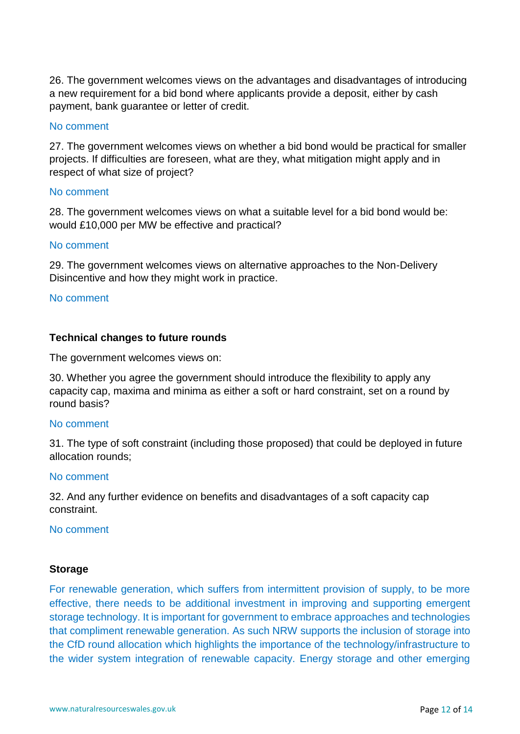26. The government welcomes views on the advantages and disadvantages of introducing a new requirement for a bid bond where applicants provide a deposit, either by cash payment, bank guarantee or letter of credit.

No comment

27. The government welcomes views on whether a bid bond would be practical for smaller projects. If difficulties are foreseen, what are they, what mitigation might apply and in respect of what size of project?

No comment

28. The government welcomes views on what a suitable level for a bid bond would be: would £10,000 per MW be effective and practical?

No comment

29. The government welcomes views on alternative approaches to the Non-Delivery Disincentive and how they might work in practice.

No comment

**Technical changes to future rounds**

The government welcomes views on:

30. Whether you agree the government should introduce the flexibility to apply any capacity cap, maxima and minima as either a soft or hard constraint, set on a round by round basis?

No comment

31. The type of soft constraint (including those proposed) that could be deployed in future allocation rounds;

No comment

32. And any further evidence on benefits and disadvantages of a soft capacity cap constraint.

No comment

**Storage**

For renewable generation, which suffers from intermittent provision of supply, to be more effective, there needs to be additional investment in improving and supporting emergent storage technology. It is important for government to embrace approaches and technologies that compliment renewable generation. As such NRW supports the inclusion of storage into the CfD round allocation which highlights the importance of the technology/infrastructure to the wider system integration of renewable capacity. Energy storage and other emerging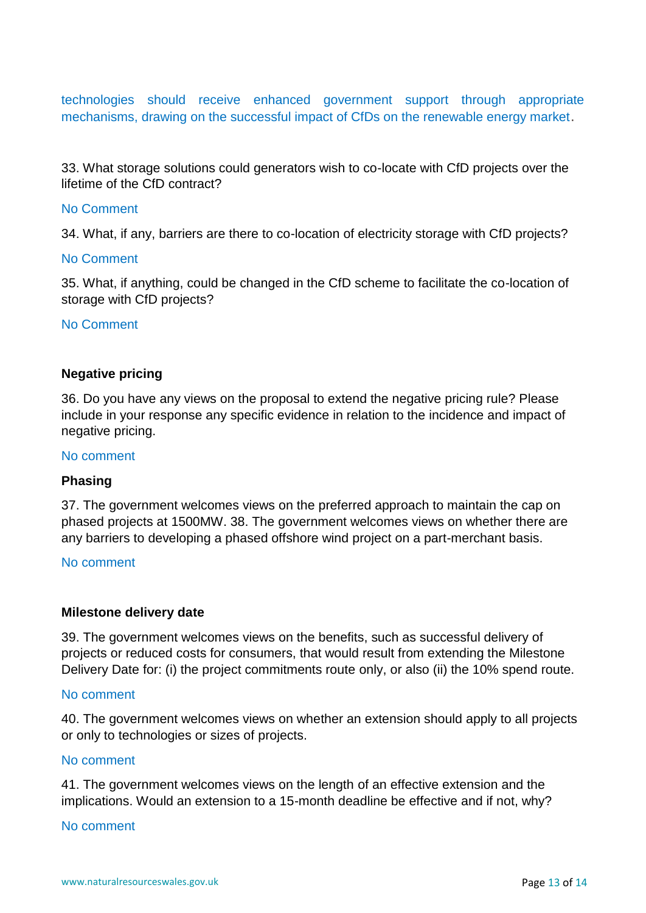technologies should receive enhanced government support through appropriate mechanisms, drawing on the successful impact of CfDs on the renewable energy market.

33. What storage solutions could generators wish to co-locate with CfD projects over the lifetime of the CfD contract?

No Comment

34. What, if any, barriers are there to co-location of electricity storage with CfD projects?

No Comment

35. What, if anything, could be changed in the CfD scheme to facilitate the co-location of storage with CfD projects?

No Comment

**Negative pricing**

36. Do you have any views on the proposal to extend the negative pricing rule? Please include in your response any specific evidence in relation to the incidence and impact of negative pricing.

No comment

**Phasing**

37. The government welcomes views on the preferred approach to maintain the cap on phased projects at 1500MW. 38. The government welcomes views on whether there are any barriers to developing a phased offshore wind project on a part-merchant basis.

No comment

**Milestone delivery date**

39. The government welcomes views on the benefits, such as successful delivery of projects or reduced costs for consumers, that would result from extending the Milestone Delivery Date for: (i) the project commitments route only, or also (ii) the 10% spend route.

No comment

40. The government welcomes views on whether an extension should apply to all projects or only to technologies or sizes of projects.

No comment

41. The government welcomes views on the length of an effective extension and the implications. Would an extension to a 15-month deadline be effective and if not, why?

No comment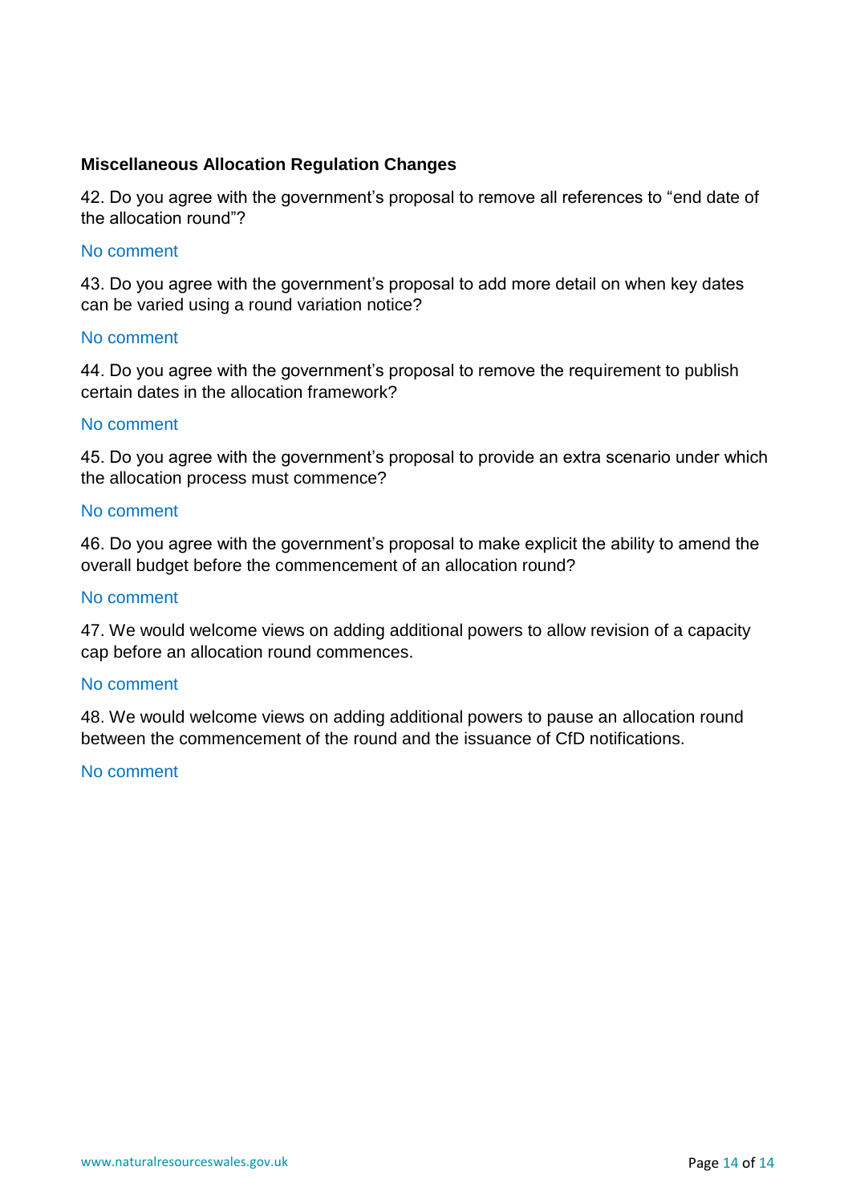**Miscellaneous Allocation Regulation Changes**

42. Do you agree with the government's proposal to remove all references to "end date of the allocation round"?

No comment

43. Do you agree with the government's proposal to add more detail on when key dates can be varied using a round variation notice?

No comment

44. Do you agree with the government's proposal to remove the requirement to publish certain dates in the allocation framework?

No comment

45. Do you agree with the government's proposal to provide an extra scenario under which the allocation process must commence?

No comment

46. Do you agree with the government's proposal to make explicit the ability to amend the overall budget before the commencement of an allocation round?

No comment

47. We would welcome views on adding additional powers to allow revision of a capacity cap before an allocation round commences.

No comment

48. We would welcome views on adding additional powers to pause an allocation round between the commencement of the round and the issuance of CfD notifications.

No comment